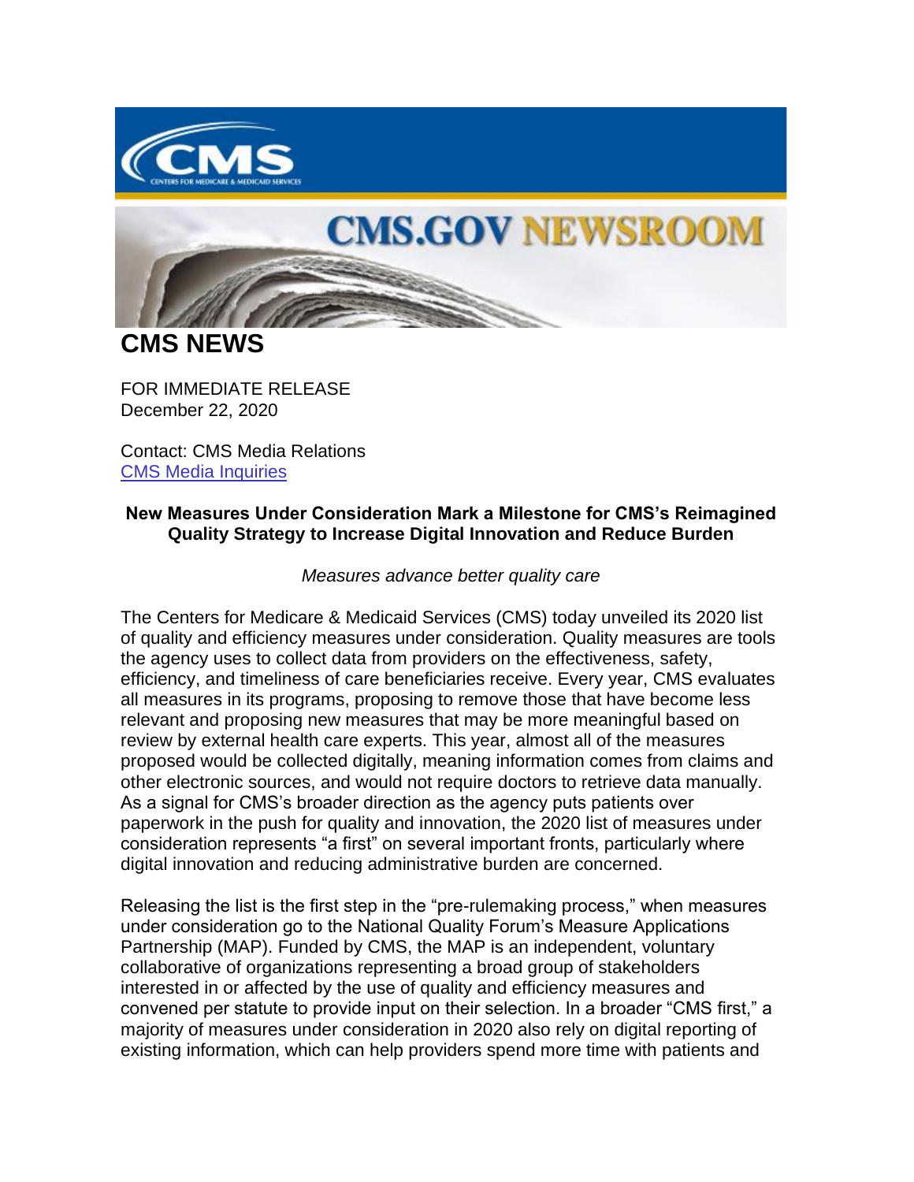CMS.GOV NEWSROOM

# CMS NEWS

FOR IMMEDIATE RELEASE
December 22, 2020

Contact: CMS Media Relations
CMS Media Inquiries

**New Measures Under Consideration Mark a Milestone for CMS's Reimagined Quality Strategy to Increase Digital Innovation and Reduce Burden**

*Measures advance better quality care*

The Centers for Medicare & Medicaid Services (CMS) today unveiled its 2020 list of quality and efficiency measures under consideration. Quality measures are tools the agency uses to collect data from providers on the effectiveness, safety, efficiency, and timeliness of care beneficiaries receive. Every year, CMS evaluates all measures in its programs, proposing to remove those that have become less relevant and proposing new measures that may be more meaningful based on review by external health care experts. This year, almost all of the measures proposed would be collected digitally, meaning information comes from claims and other electronic sources, and would not require doctors to retrieve data manually. As a signal for CMS's broader direction as the agency puts patients over paperwork in the push for quality and innovation, the 2020 list of measures under consideration represents "a first" on several important fronts, particularly where digital innovation and reducing administrative burden are concerned.

Releasing the list is the first step in the "pre-rulemaking process," when measures under consideration go to the National Quality Forum's Measure Applications Partnership (MAP). Funded by CMS, the MAP is an independent, voluntary collaborative of organizations representing a broad group of stakeholders interested in or affected by the use of quality and efficiency measures and convened per statute to provide input on their selection. In a broader "CMS first," a majority of measures under consideration in 2020 also rely on digital reporting of existing information, which can help providers spend more time with patients and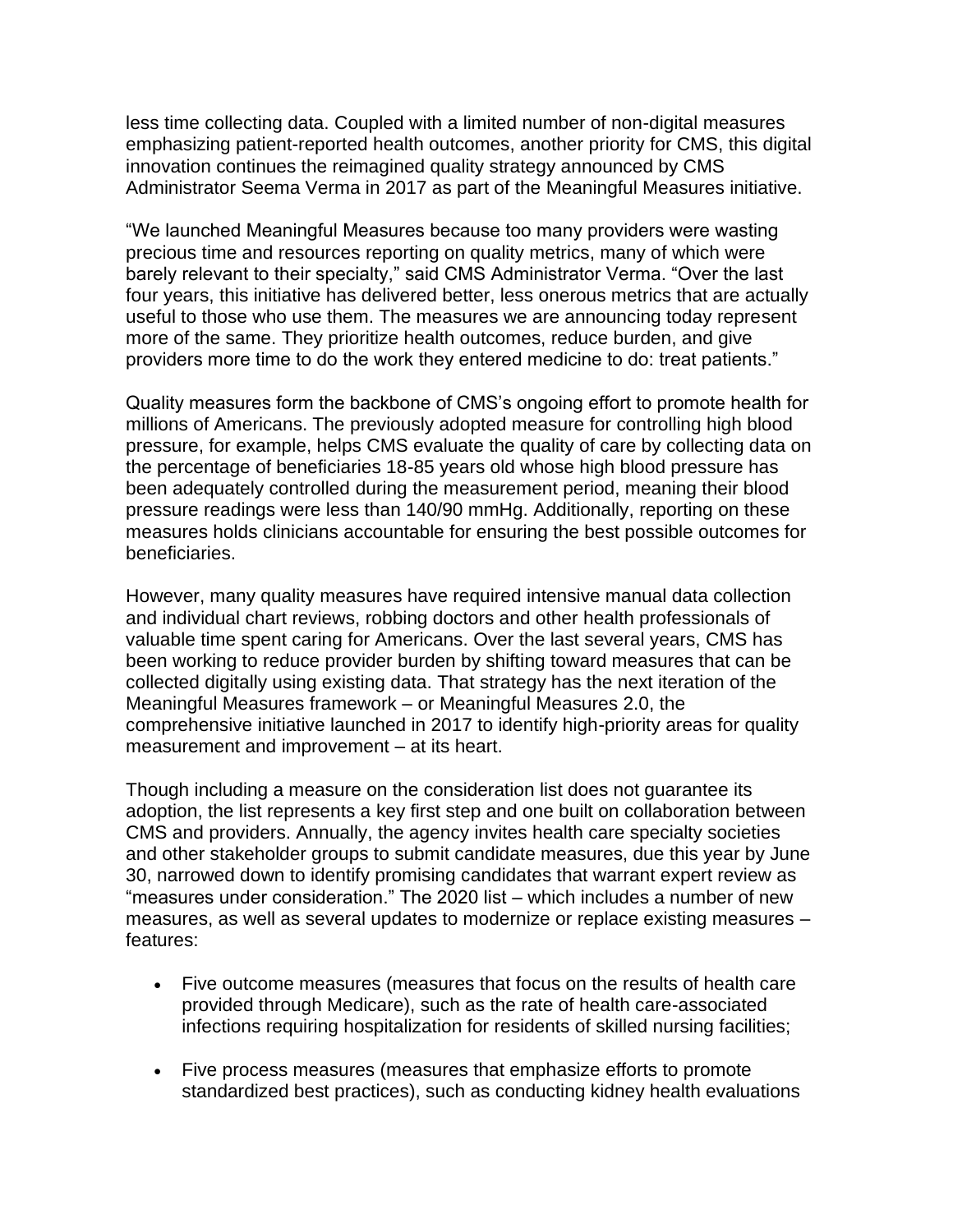less time collecting data. Coupled with a limited number of non-digital measures emphasizing patient-reported health outcomes, another priority for CMS, this digital innovation continues the reimagined quality strategy announced by CMS Administrator Seema Verma in 2017 as part of the Meaningful Measures initiative.

"We launched Meaningful Measures because too many providers were wasting precious time and resources reporting on quality metrics, many of which were barely relevant to their specialty," said CMS Administrator Verma. "Over the last four years, this initiative has delivered better, less onerous metrics that are actually useful to those who use them. The measures we are announcing today represent more of the same. They prioritize health outcomes, reduce burden, and give providers more time to do the work they entered medicine to do: treat patients."

Quality measures form the backbone of CMS's ongoing effort to promote health for millions of Americans. The previously adopted measure for controlling high blood pressure, for example, helps CMS evaluate the quality of care by collecting data on the percentage of beneficiaries 18-85 years old whose high blood pressure has been adequately controlled during the measurement period, meaning their blood pressure readings were less than 140/90 mmHg. Additionally, reporting on these measures holds clinicians accountable for ensuring the best possible outcomes for beneficiaries.

However, many quality measures have required intensive manual data collection and individual chart reviews, robbing doctors and other health professionals of valuable time spent caring for Americans. Over the last several years, CMS has been working to reduce provider burden by shifting toward measures that can be collected digitally using existing data. That strategy has the next iteration of the Meaningful Measures framework – or Meaningful Measures 2.0, the comprehensive initiative launched in 2017 to identify high-priority areas for quality measurement and improvement – at its heart.

Though including a measure on the consideration list does not guarantee its adoption, the list represents a key first step and one built on collaboration between CMS and providers. Annually, the agency invites health care specialty societies and other stakeholder groups to submit candidate measures, due this year by June 30, narrowed down to identify promising candidates that warrant expert review as "measures under consideration." The 2020 list – which includes a number of new measures, as well as several updates to modernize or replace existing measures – features:

- Five outcome measures (measures that focus on the results of health care provided through Medicare), such as the rate of health care-associated infections requiring hospitalization for residents of skilled nursing facilities;

- Five process measures (measures that emphasize efforts to promote standardized best practices), such as conducting kidney health evaluations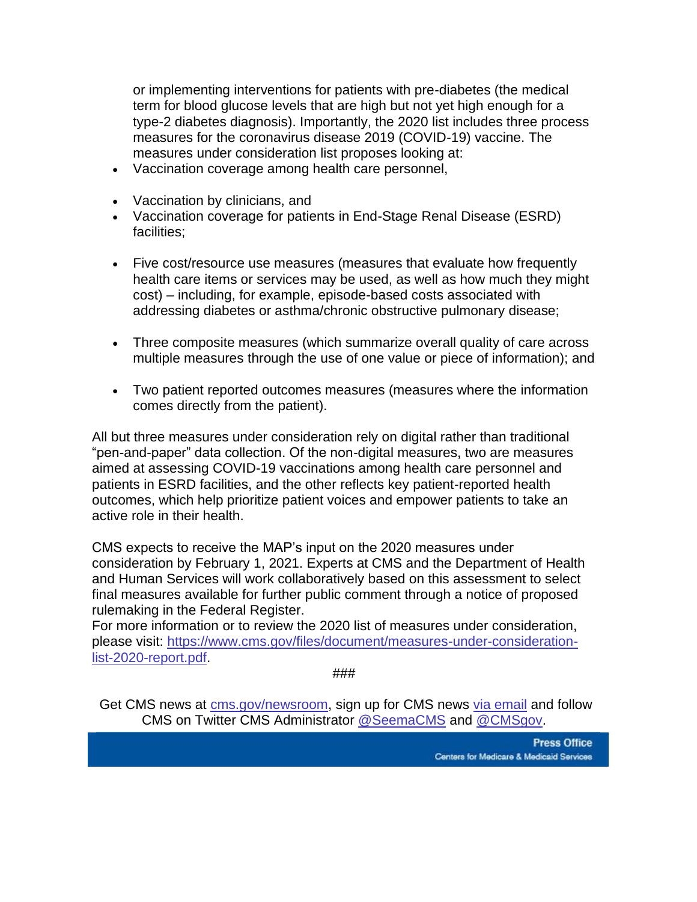or implementing interventions for patients with pre-diabetes (the medical term for blood glucose levels that are high but not yet high enough for a type-2 diabetes diagnosis). Importantly, the 2020 list includes three process measures for the coronavirus disease 2019 (COVID-19) vaccine. The measures under consideration list proposes looking at:

- Vaccination coverage among health care personnel,
- Vaccination by clinicians, and
- Vaccination coverage for patients in End-Stage Renal Disease (ESRD) facilities;
- Five cost/resource use measures (measures that evaluate how frequently health care items or services may be used, as well as how much they might cost) – including, for example, episode-based costs associated with addressing diabetes or asthma/chronic obstructive pulmonary disease;
- Three composite measures (which summarize overall quality of care across multiple measures through the use of one value or piece of information); and
- Two patient reported outcomes measures (measures where the information comes directly from the patient).

All but three measures under consideration rely on digital rather than traditional "pen-and-paper" data collection. Of the non-digital measures, two are measures aimed at assessing COVID-19 vaccinations among health care personnel and patients in ESRD facilities, and the other reflects key patient-reported health outcomes, which help prioritize patient voices and empower patients to take an active role in their health.

CMS expects to receive the MAP's input on the 2020 measures under consideration by February 1, 2021. Experts at CMS and the Department of Health and Human Services will work collaboratively based on this assessment to select final measures available for further public comment through a notice of proposed rulemaking in the Federal Register.

For more information or to review the 2020 list of measures under consideration, please visit: https://www.cms.gov/files/document/measures-under-consideration-list-2020-report.pdf.

###

Get CMS news at cms.gov/newsroom, sign up for CMS news via email and follow CMS on Twitter CMS Administrator @SeemaCMS and @CMSgov.

**Press Office**
Centers for Medicare & Medicaid Services